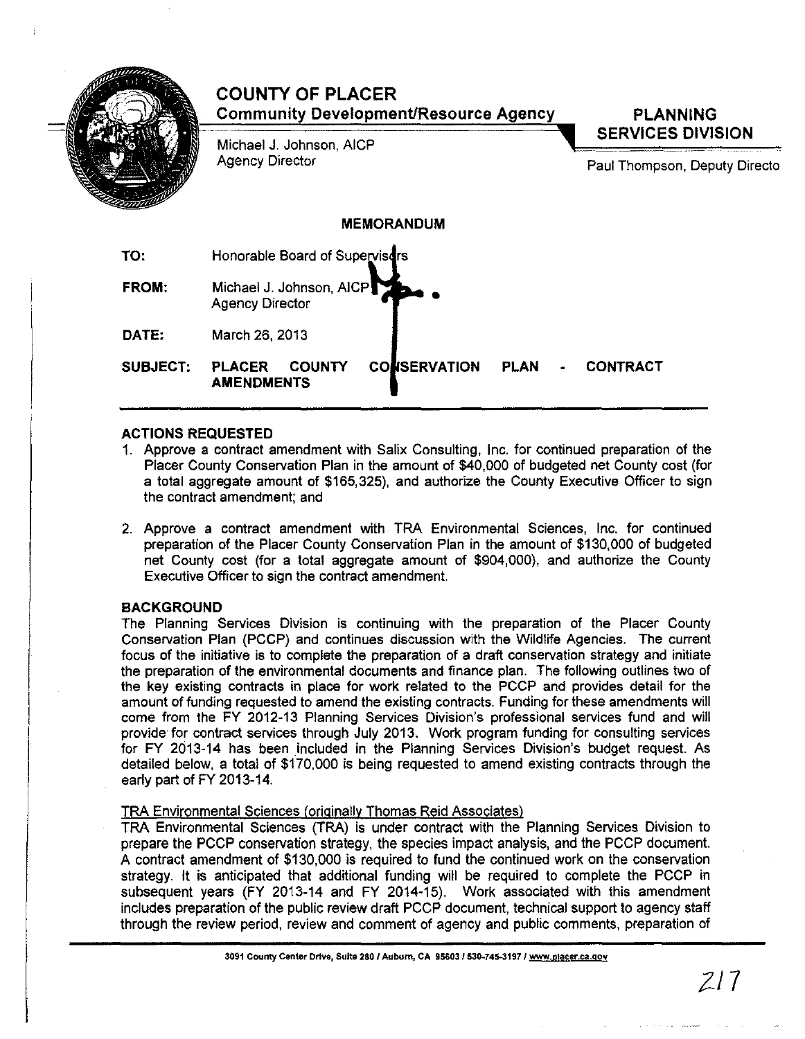# COUNTY OF PLACER

**Community Development/Resource Agency**

Michael J. Johnson, AICP
Agency Director

**PLANNING SERVICES DIVISION**

Paul Thompson, Deputy Directo

## MEMORANDUM

**TO:** Honorable Board of Supervisors

**FROM:** Michael J. Johnson, AICP
Agency Director

**DATE:** March 26, 2013

**SUBJECT:** PLACER COUNTY CONSERVATION PLAN - CONTRACT AMENDMENTS

### ACTIONS REQUESTED

1. Approve a contract amendment with Salix Consulting, Inc. for continued preparation of the Placer County Conservation Plan in the amount of $40,000 of budgeted net County cost (for a total aggregate amount of $165,325), and authorize the County Executive Officer to sign the contract amendment; and

2. Approve a contract amendment with TRA Environmental Sciences, Inc. for continued preparation of the Placer County Conservation Plan in the amount of $130,000 of budgeted net County cost (for a total aggregate amount of $904,000), and authorize the County Executive Officer to sign the contract amendment.

### BACKGROUND

The Planning Services Division is continuing with the preparation of the Placer County Conservation Plan (PCCP) and continues discussion with the Wildlife Agencies. The current focus of the initiative is to complete the preparation of a draft conservation strategy and initiate the preparation of the environmental documents and finance plan. The following outlines two of the key existing contracts in place for work related to the PCCP and provides detail for the amount of funding requested to amend the existing contracts. Funding for these amendments will come from the FY 2012-13 Planning Services Division's professional services fund and will provide for contract services through July 2013. Work program funding for consulting services for FY 2013-14 has been included in the Planning Services Division's budget request. As detailed below, a total of $170,000 is being requested to amend existing contracts through the early part of FY 2013-14.

TRA Environmental Sciences (originally Thomas Reid Associates)

TRA Environmental Sciences (TRA) is under contract with the Planning Services Division to prepare the PCCP conservation strategy, the species impact analysis, and the PCCP document. A contract amendment of $130,000 is required to fund the continued work on the conservation strategy. It is anticipated that additional funding will be required to complete the PCCP in subsequent years (FY 2013-14 and FY 2014-15). Work associated with this amendment includes preparation of the public review draft PCCP document, technical support to agency staff through the review period, review and comment of agency and public comments, preparation of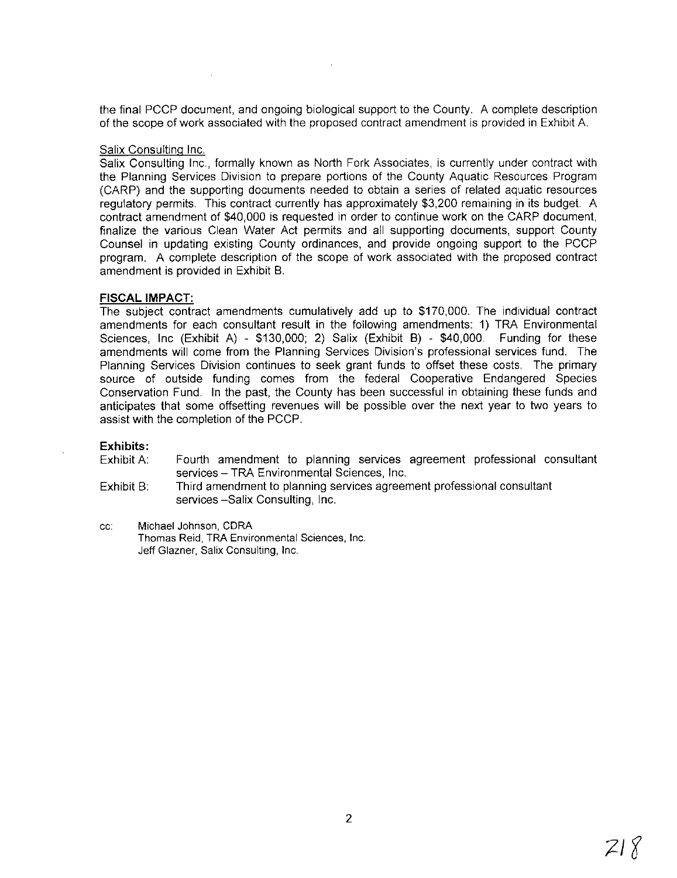the final PCCP document, and ongoing biological support to the County. A complete description of the scope of work associated with the proposed contract amendment is provided in Exhibit A.

Salix Consulting Inc.

Salix Consulting Inc., formally known as North Fork Associates, is currently under contract with the Planning Services Division to prepare portions of the County Aquatic Resources Program (CARP) and the supporting documents needed to obtain a series of related aquatic resources regulatory permits. This contract currently has approximately $3,200 remaining in its budget. A contract amendment of $40,000 is requested in order to continue work on the CARP document, finalize the various Clean Water Act permits and all supporting documents, support County Counsel in updating existing County ordinances, and provide ongoing support to the PCCP program. A complete description of the scope of work associated with the proposed contract amendment is provided in Exhibit B.

**FISCAL IMPACT:**

The subject contract amendments cumulatively add up to $170,000. The individual contract amendments for each consultant result in the following amendments: 1) TRA Environmental Sciences, Inc (Exhibit A) - $130,000; 2) Salix (Exhibit B) - $40,000. Funding for these amendments will come from the Planning Services Division's professional services fund. The Planning Services Division continues to seek grant funds to offset these costs. The primary source of outside funding comes from the federal Cooperative Endangered Species Conservation Fund. In the past, the County has been successful in obtaining these funds and anticipates that some offsetting revenues will be possible over the next year to two years to assist with the completion of the PCCP.

**Exhibits:**

Exhibit A: Fourth amendment to planning services agreement professional consultant services – TRA Environmental Sciences, Inc.

Exhibit B: Third amendment to planning services agreement professional consultant services –Salix Consulting, Inc.

cc: Michael Johnson, CDRA
Thomas Reid, TRA Environmental Sciences, Inc.
Jeff Glazner, Salix Consulting, Inc.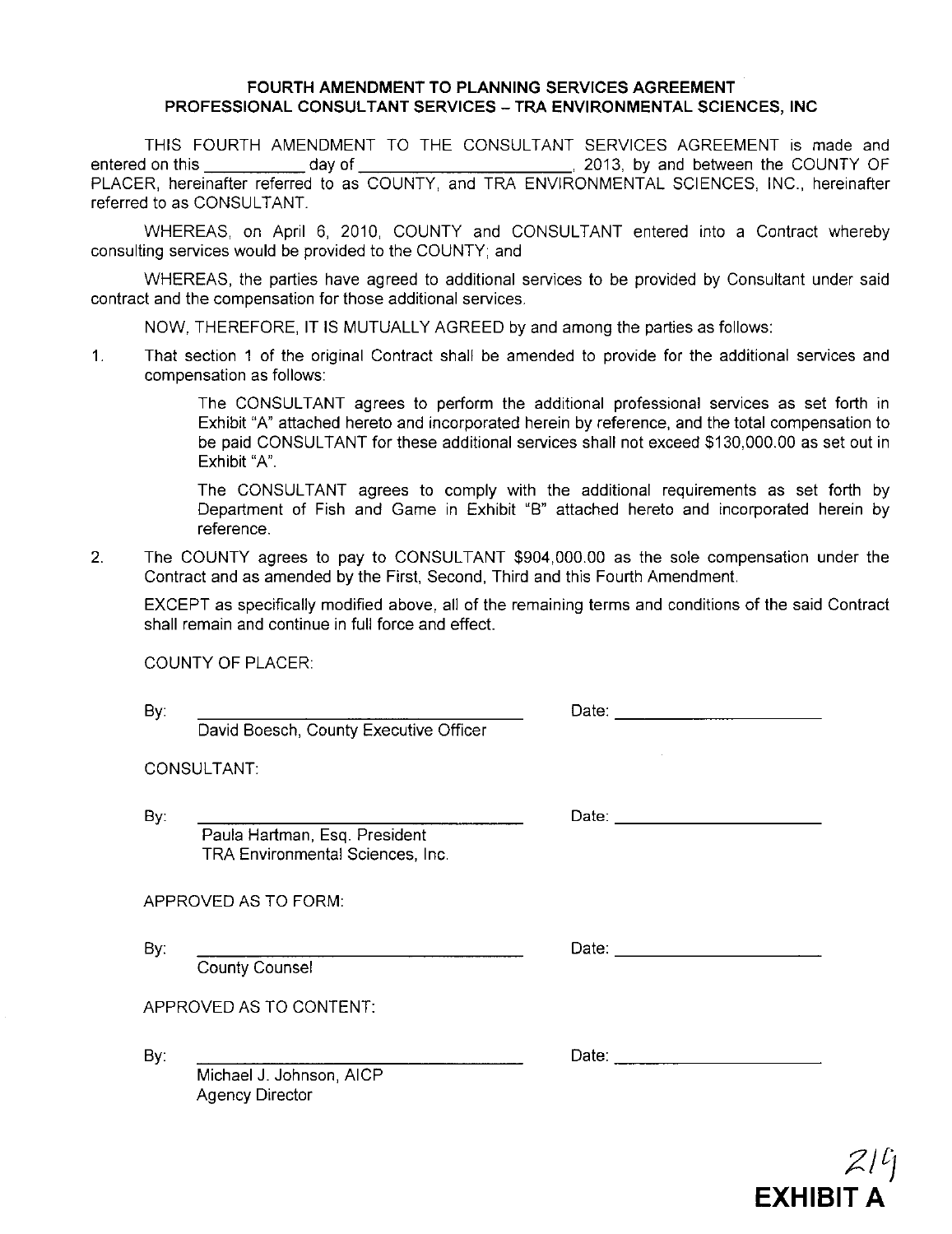**FOURTH AMENDMENT TO PLANNING SERVICES AGREEMENT**
**PROFESSIONAL CONSULTANT SERVICES – TRA ENVIRONMENTAL SCIENCES, INC**

THIS FOURTH AMENDMENT TO THE CONSULTANT SERVICES AGREEMENT is made and entered on this __________ day of ______________________, 2013, by and between the COUNTY OF PLACER, hereinafter referred to as COUNTY, and TRA ENVIRONMENTAL SCIENCES, INC., hereinafter referred to as CONSULTANT.

WHEREAS, on April 6, 2010, COUNTY and CONSULTANT entered into a Contract whereby consulting services would be provided to the COUNTY; and

WHEREAS, the parties have agreed to additional services to be provided by Consultant under said contract and the compensation for those additional services.

NOW, THEREFORE, IT IS MUTUALLY AGREED by and among the parties as follows:

1. That section 1 of the original Contract shall be amended to provide for the additional services and compensation as follows:

   The CONSULTANT agrees to perform the additional professional services as set forth in Exhibit "A" attached hereto and incorporated herein by reference, and the total compensation to be paid CONSULTANT for these additional services shall not exceed $130,000.00 as set out in Exhibit "A".

   The CONSULTANT agrees to comply with the additional requirements as set forth by Department of Fish and Game in Exhibit "B" attached hereto and incorporated herein by reference.

2. The COUNTY agrees to pay to CONSULTANT $904,000.00 as the sole compensation under the Contract and as amended by the First, Second, Third and this Fourth Amendment.

EXCEPT as specifically modified above, all of the remaining terms and conditions of the said Contract shall remain and continue in full force and effect.

COUNTY OF PLACER:

By: ______________________________ Date: ____________________
David Boesch, County Executive Officer

CONSULTANT:

By: ______________________________ Date: ____________________
Paula Hartman, Esq. President
TRA Environmental Sciences, Inc.

APPROVED AS TO FORM:

By: ______________________________ Date: ____________________
County Counsel

APPROVED AS TO CONTENT:

By: ______________________________ Date: ____________________
Michael J. Johnson, AICP
Agency Director

219

**EXHIBIT A**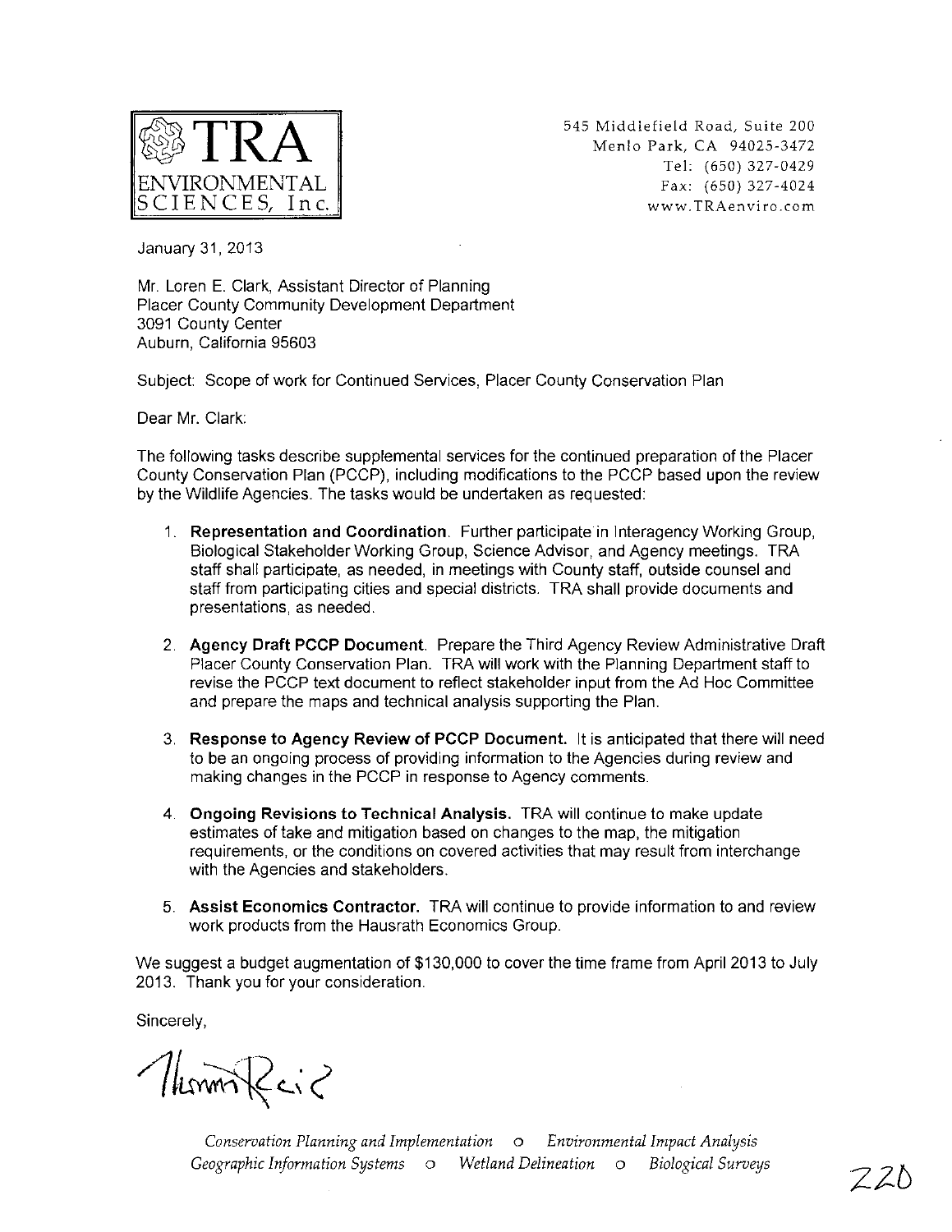TRA ENVIRONMENTAL SCIENCES, Inc.

545 Middlefield Road, Suite 200
Menlo Park, CA 94025-3472
Tel: (650) 327-0429
Fax: (650) 327-4024
www.TRAenviro.com

January 31, 2013

Mr. Loren E. Clark, Assistant Director of Planning
Placer County Community Development Department
3091 County Center
Auburn, California 95603

Subject: Scope of work for Continued Services, Placer County Conservation Plan

Dear Mr. Clark:

The following tasks describe supplemental services for the continued preparation of the Placer County Conservation Plan (PCCP), including modifications to the PCCP based upon the review by the Wildlife Agencies. The tasks would be undertaken as requested:

1. **Representation and Coordination**. Further participate in Interagency Working Group, Biological Stakeholder Working Group, Science Advisor, and Agency meetings. TRA staff shall participate, as needed, in meetings with County staff, outside counsel and staff from participating cities and special districts. TRA shall provide documents and presentations, as needed.
2. **Agency Draft PCCP Document**. Prepare the Third Agency Review Administrative Draft Placer County Conservation Plan. TRA will work with the Planning Department staff to revise the PCCP text document to reflect stakeholder input from the Ad Hoc Committee and prepare the maps and technical analysis supporting the Plan.
3. **Response to Agency Review of PCCP Document.** It is anticipated that there will need to be an ongoing process of providing information to the Agencies during review and making changes in the PCCP in response to Agency comments.
4. **Ongoing Revisions to Technical Analysis.** TRA will continue to make update estimates of take and mitigation based on changes to the map, the mitigation requirements, or the conditions on covered activities that may result from interchange with the Agencies and stakeholders.
5. **Assist Economics Contractor.** TRA will continue to provide information to and review work products from the Hausrath Economics Group.

We suggest a budget augmentation of $130,000 to cover the time frame from April 2013 to July 2013. Thank you for your consideration.

Sincerely,

Thomas Reid

*Conservation Planning and Implementation* ○ *Environmental Impact Analysis*
*Geographic Information Systems* ○ *Wetland Delineation* ○ *Biological Surveys*

220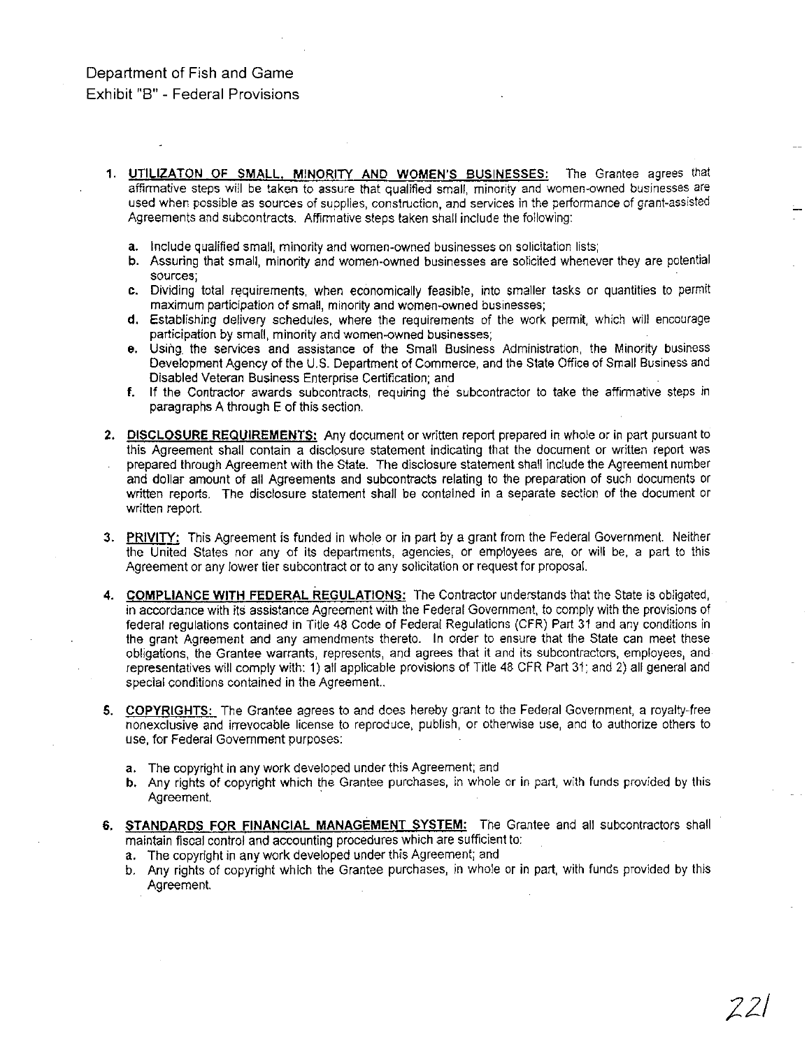Department of Fish and Game
Exhibit "B" - Federal Provisions

1. **UTILIZATON OF SMALL, MINORITY AND WOMEN'S BUSINESSES:** The Grantee agrees that affirmative steps will be taken to assure that qualified small, minority and women-owned businesses are used when possible as sources of supplies, construction, and services in the performance of grant-assisted Agreements and subcontracts. Affirmative steps taken shall include the following:

   a. Include qualified small, minority and women-owned businesses on solicitation lists;
   b. Assuring that small, minority and women-owned businesses are solicited whenever they are potential sources;
   c. Dividing total requirements, when economically feasible, into smaller tasks or quantities to permit maximum participation of small, minority and women-owned businesses;
   d. Establishing delivery schedules, where the requirements of the work permit, which will encourage participation by small, minority and women-owned businesses;
   e. Using the services and assistance of the Small Business Administration, the Minority business Development Agency of the U.S. Department of Commerce, and the State Office of Small Business and Disabled Veteran Business Enterprise Certification; and
   f. If the Contractor awards subcontracts, requiring the subcontractor to take the affirmative steps in paragraphs A through E of this section.

2. **DISCLOSURE REQUIREMENTS:** Any document or written report prepared in whole or in part pursuant to this Agreement shall contain a disclosure statement indicating that the document or written report was prepared through Agreement with the State. The disclosure statement shall include the Agreement number and dollar amount of all Agreements and subcontracts relating to the preparation of such documents or written reports. The disclosure statement shall be contained in a separate section of the document or written report.

3. **PRIVITY:** This Agreement is funded in whole or in part by a grant from the Federal Government. Neither the United States nor any of its departments, agencies, or employees are, or will be, a part to this Agreement or any lower tier subcontract or to any solicitation or request for proposal.

4. **COMPLIANCE WITH FEDERAL REGULATIONS:** The Contractor understands that the State is obligated, in accordance with its assistance Agreement with the Federal Government, to comply with the provisions of federal regulations contained in Title 48 Code of Federal Regulations (CFR) Part 31 and any conditions in the grant Agreement and any amendments thereto. In order to ensure that the State can meet these obligations, the Grantee warrants, represents, and agrees that it and its subcontractors, employees, and representatives will comply with: 1) all applicable provisions of Title 48 CFR Part 31; and 2) all general and special conditions contained in the Agreement..

5. **COPYRIGHTS:** The Grantee agrees to and does hereby grant to the Federal Government, a royalty-free nonexclusive and irrevocable license to reproduce, publish, or otherwise use, and to authorize others to use, for Federal Government purposes:

   a. The copyright in any work developed under this Agreement; and
   b. Any rights of copyright which the Grantee purchases, in whole or in part, with funds provided by this Agreement.

6. **STANDARDS FOR FINANCIAL MANAGEMENT SYSTEM:** The Grantee and all subcontractors shall maintain fiscal control and accounting procedures which are sufficient to:

   a. The copyright in any work developed under this Agreement; and
   b. Any rights of copyright which the Grantee purchases, in whole or in part, with funds provided by this Agreement.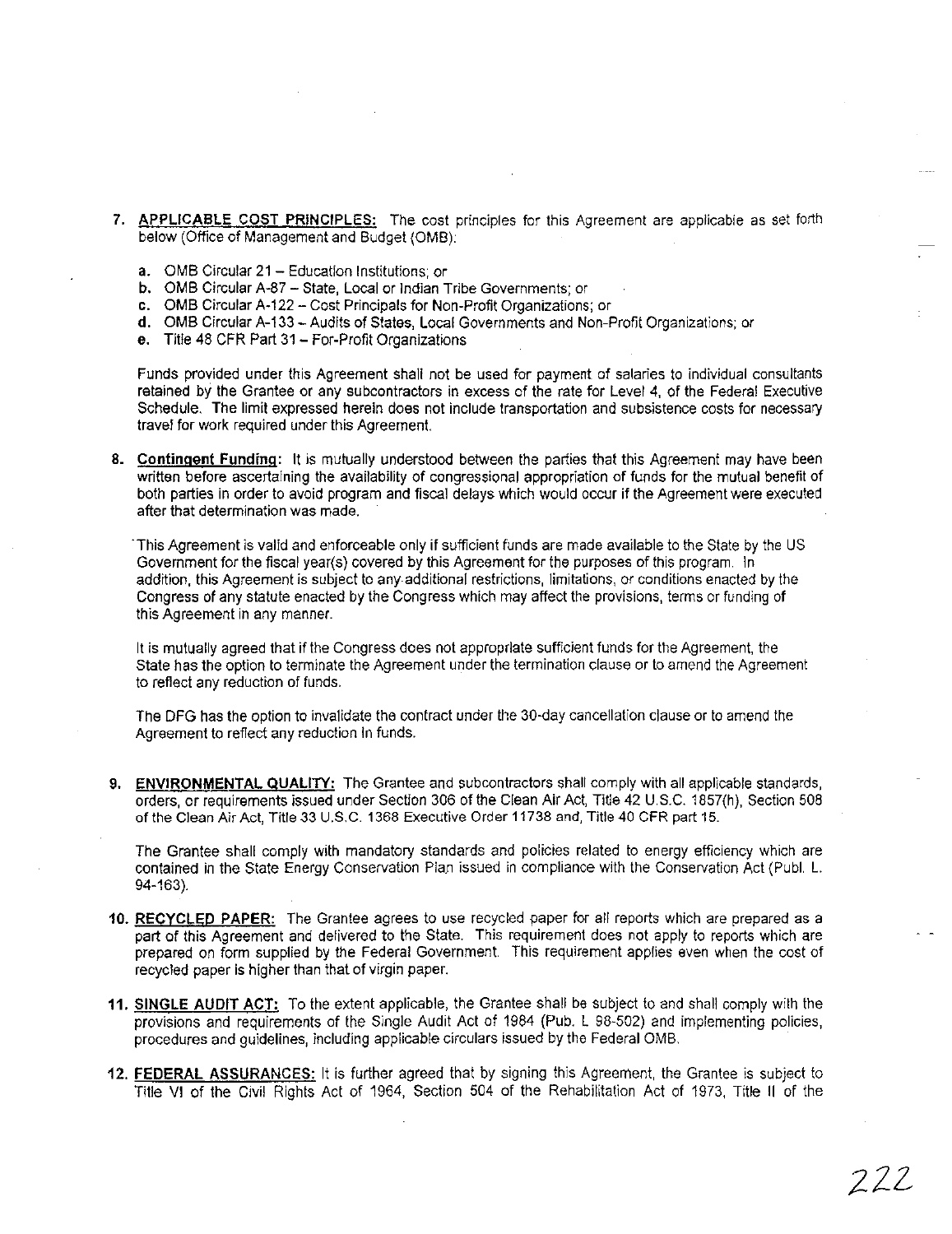7. **APPLICABLE COST PRINCIPLES:** The cost principles for this Agreement are applicable as set forth below (Office of Management and Budget (OMB):

   a. OMB Circular 21 – Education Institutions; or
   b. OMB Circular A-87 – State, Local or Indian Tribe Governments; or
   c. OMB Circular A-122 – Cost Principals for Non-Profit Organizations; or
   d. OMB Circular A-133 – Audits of States, Local Governments and Non-Profit Organizations; or
   e. Title 48 CFR Part 31 – For-Profit Organizations

   Funds provided under this Agreement shall not be used for payment of salaries to individual consultants retained by the Grantee or any subcontractors in excess of the rate for Level 4, of the Federal Executive Schedule. The limit expressed herein does not include transportation and subsistence costs for necessary travel for work required under this Agreement.

8. **Contingent Funding:** It is mutually understood between the parties that this Agreement may have been written before ascertaining the availability of congressional appropriation of funds for the mutual benefit of both parties in order to avoid program and fiscal delays which would occur if the Agreement were executed after that determination was made.

   This Agreement is valid and enforceable only if sufficient funds are made available to the State by the US Government for the fiscal year(s) covered by this Agreement for the purposes of this program. In addition, this Agreement is subject to any additional restrictions, limitations, or conditions enacted by the Congress of any statute enacted by the Congress which may affect the provisions, terms or funding of this Agreement in any manner.

   It is mutually agreed that if the Congress does not appropriate sufficient funds for the Agreement, the State has the option to terminate the Agreement under the termination clause or to amend the Agreement to reflect any reduction of funds.

   The DFG has the option to invalidate the contract under the 30-day cancellation clause or to amend the Agreement to reflect any reduction in funds.

9. **ENVIRONMENTAL QUALITY:** The Grantee and subcontractors shall comply with all applicable standards, orders, or requirements issued under Section 306 of the Clean Air Act, Title 42 U.S.C. 1857(h), Section 508 of the Clean Air Act, Title 33 U.S.C. 1368 Executive Order 11738 and, Title 40 CFR part 15.

   The Grantee shall comply with mandatory standards and policies related to energy efficiency which are contained in the State Energy Conservation Plan issued in compliance with the Conservation Act (Publ. L. 94-163).

10. **RECYCLED PAPER:** The Grantee agrees to use recycled paper for all reports which are prepared as a part of this Agreement and delivered to the State. This requirement does not apply to reports which are prepared on form supplied by the Federal Government. This requirement applies even when the cost of recycled paper is higher than that of virgin paper.

11. **SINGLE AUDIT ACT:** To the extent applicable, the Grantee shall be subject to and shall comply with the provisions and requirements of the Single Audit Act of 1984 (Pub. L 98-502) and implementing policies, procedures and guidelines, including applicable circulars issued by the Federal OMB.

12. **FEDERAL ASSURANCES:** It is further agreed that by signing this Agreement, the Grantee is subject to Title VI of the Civil Rights Act of 1964, Section 504 of the Rehabilitation Act of 1973, Title II of the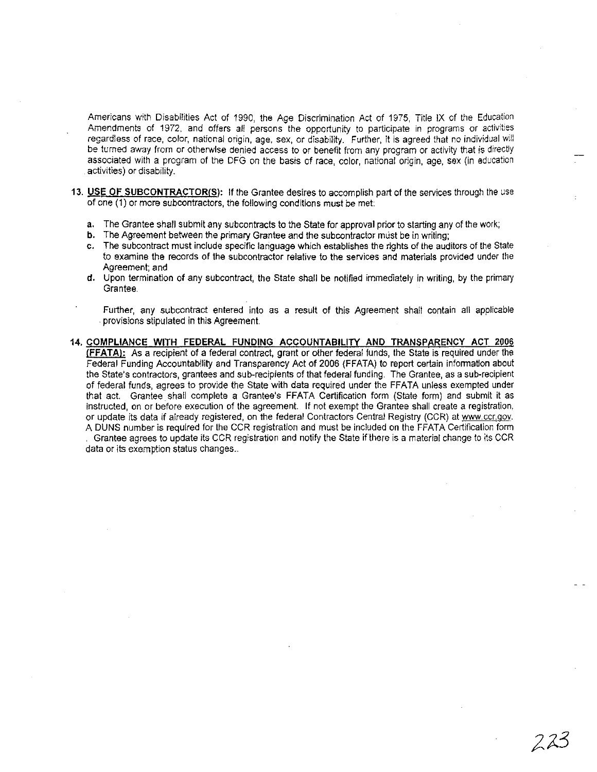Americans with Disabilities Act of 1990, the Age Discrimination Act of 1975, Title IX of the Education Amendments of 1972, and offers all persons the opportunity to participate in programs or activities regardless of race, color, national origin, age, sex, or disability. Further, it is agreed that no individual will be turned away from or otherwise denied access to or benefit from any program or activity that is directly associated with a program of the DFG on the basis of race, color, national origin, age, sex (in education activities) or disability.

13. **USE OF SUBCONTRACTOR(S):** If the Grantee desires to accomplish part of the services through the use of one (1) or more subcontractors, the following conditions must be met:

    a. The Grantee shall submit any subcontracts to the State for approval prior to starting any of the work;
    b. The Agreement between the primary Grantee and the subcontractor must be in writing;
    c. The subcontract must include specific language which establishes the rights of the auditors of the State to examine the records of the subcontractor relative to the services and materials provided under the Agreement; and
    d. Upon termination of any subcontract, the State shall be notified immediately in writing, by the primary Grantee.

    Further, any subcontract entered into as a result of this Agreement shall contain all applicable provisions stipulated in this Agreement.

14. **COMPLIANCE WITH FEDERAL FUNDING ACCOUNTABILITY AND TRANSPARENCY ACT 2006 (FFATA):** As a recipient of a federal contract, grant or other federal funds, the State is required under the Federal Funding Accountability and Transparency Act of 2006 (FFATA) to report certain information about the State's contractors, grantees and sub-recipients of that federal funding. The Grantee, as a sub-recipient of federal funds, agrees to provide the State with data required under the FFATA unless exempted under that act. Grantee shall complete a Grantee's FFATA Certification form (State form) and submit it as instructed, on or before execution of the agreement. If not exempt the Grantee shall create a registration, or update its data if already registered, on the federal Contractors Central Registry (CCR) at www.ccr.gov. A DUNS number is required for the CCR registration and must be included on the FFATA Certification form. Grantee agrees to update its CCR registration and notify the State if there is a material change to its CCR data or its exemption status changes..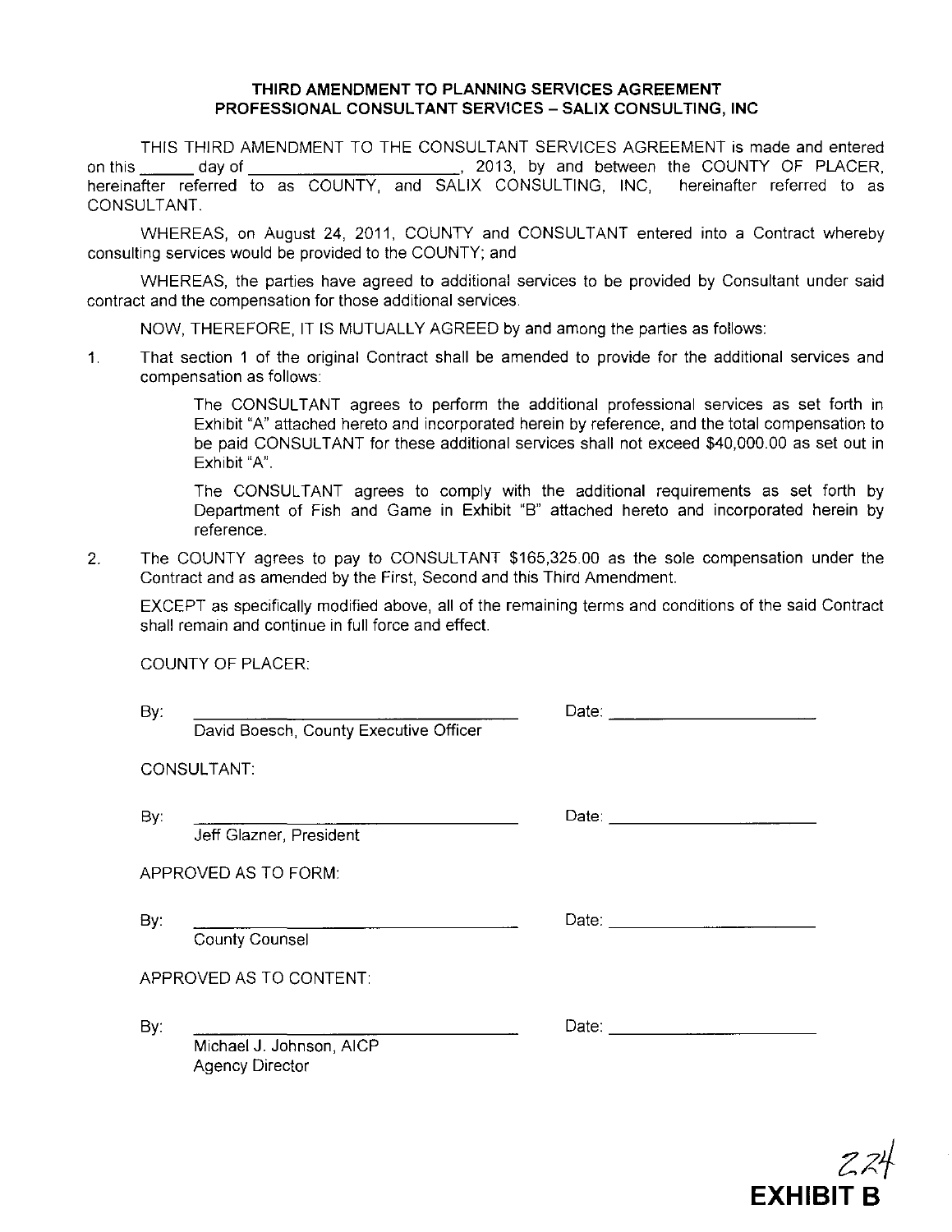**THIRD AMENDMENT TO PLANNING SERVICES AGREEMENT**
**PROFESSIONAL CONSULTANT SERVICES – SALIX CONSULTING, INC**

THIS THIRD AMENDMENT TO THE CONSULTANT SERVICES AGREEMENT is made and entered on this ______ day of ______________________, 2013, by and between the COUNTY OF PLACER, hereinafter referred to as COUNTY, and SALIX CONSULTING, INC, hereinafter referred to as CONSULTANT.

WHEREAS, on August 24, 2011, COUNTY and CONSULTANT entered into a Contract whereby consulting services would be provided to the COUNTY; and

WHEREAS, the parties have agreed to additional services to be provided by Consultant under said contract and the compensation for those additional services.

NOW, THEREFORE, IT IS MUTUALLY AGREED by and among the parties as follows:

1. That section 1 of the original Contract shall be amended to provide for the additional services and compensation as follows:

   The CONSULTANT agrees to perform the additional professional services as set forth in Exhibit "A" attached hereto and incorporated herein by reference, and the total compensation to be paid CONSULTANT for these additional services shall not exceed $40,000.00 as set out in Exhibit "A".

   The CONSULTANT agrees to comply with the additional requirements as set forth by Department of Fish and Game in Exhibit "B" attached hereto and incorporated herein by reference.

2. The COUNTY agrees to pay to CONSULTANT $165,325.00 as the sole compensation under the Contract and as amended by the First, Second and this Third Amendment.

   EXCEPT as specifically modified above, all of the remaining terms and conditions of the said Contract shall remain and continue in full force and effect.

COUNTY OF PLACER:

By: ______________________________ Date: ____________________
David Boesch, County Executive Officer

CONSULTANT:

By: ______________________________ Date: ____________________
Jeff Glazner, President

APPROVED AS TO FORM:

By: ______________________________ Date: ____________________
County Counsel

APPROVED AS TO CONTENT:

By: ______________________________ Date: ____________________
Michael J. Johnson, AICP
Agency Director

**EXHIBIT B**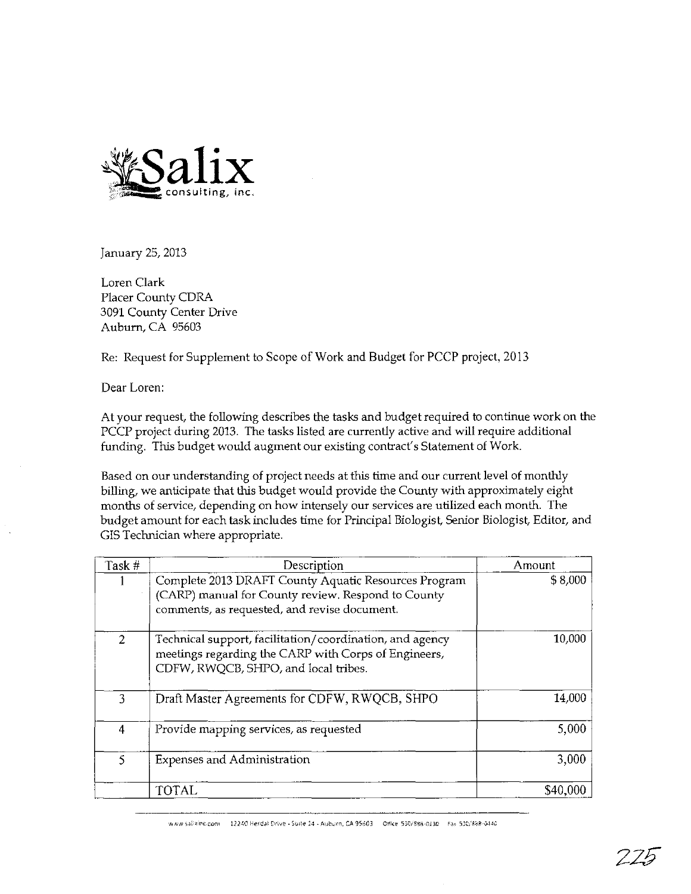Salix consulting, inc.

January 25, 2013

Loren Clark
Placer County CDRA
3091 County Center Drive
Auburn, CA 95603

Re: Request for Supplement to Scope of Work and Budget for PCCP project, 2013

Dear Loren:

At your request, the following describes the tasks and budget required to continue work on the PCCP project during 2013. The tasks listed are currently active and will require additional funding. This budget would augment our existing contract's Statement of Work.

Based on our understanding of project needs at this time and our current level of monthly billing, we anticipate that this budget would provide the County with approximately eight months of service, depending on how intensely our services are utilized each month. The budget amount for each task includes time for Principal Biologist, Senior Biologist, Editor, and GIS Technician where appropriate.

| Task # | Description | Amount |
|---|---|---|
| 1 | Complete 2013 DRAFT County Aquatic Resources Program (CARP) manual for County review. Respond to County comments, as requested, and revise document. | $ 8,000 |
| 2 | Technical support, facilitation/coordination, and agency meetings regarding the CARP with Corps of Engineers, CDFW, RWQCB, SHPO, and local tribes. | 10,000 |
| 3 | Draft Master Agreements for CDFW, RWQCB, SHPO | 14,000 |
| 4 | Provide mapping services, as requested | 5,000 |
| 5 | Expenses and Administration | 3,000 |
| | TOTAL | $40,000 |

www.salixinc.com 12240 Herdal Drive - Suite 14 - Auburn, CA 95603 Office 530/888-0130 Fax 530/888-0440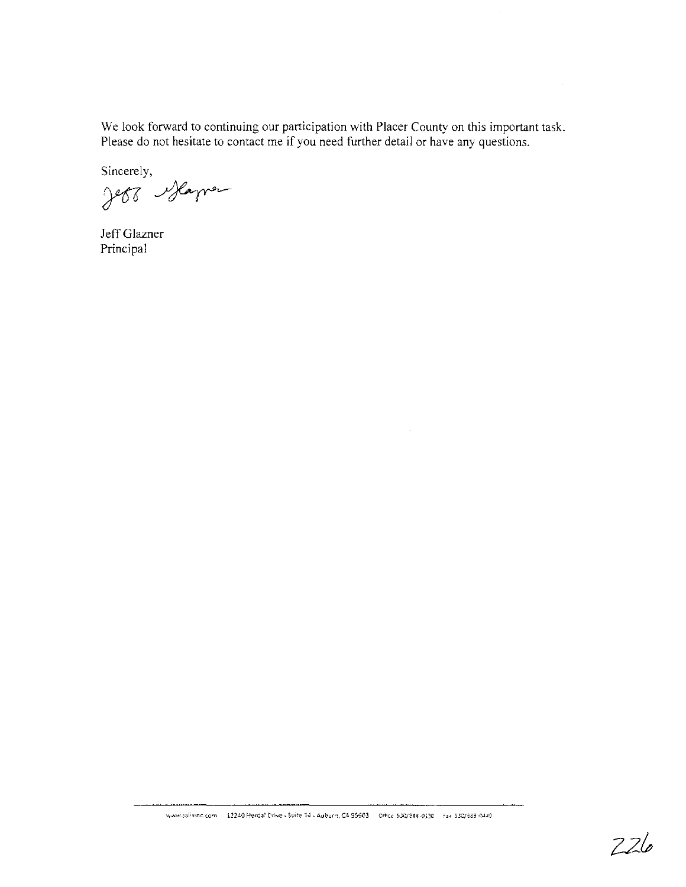We look forward to continuing our participation with Placer County on this important task. Please do not hesitate to contact me if you need further detail or have any questions.

Sincerely,

Jeff Glazner
Principal

www.salixinc.com 12240 Herdal Drive - Suite 14 - Auburn, CA 95603 Office 530/888-0130 Fax 530/888-0440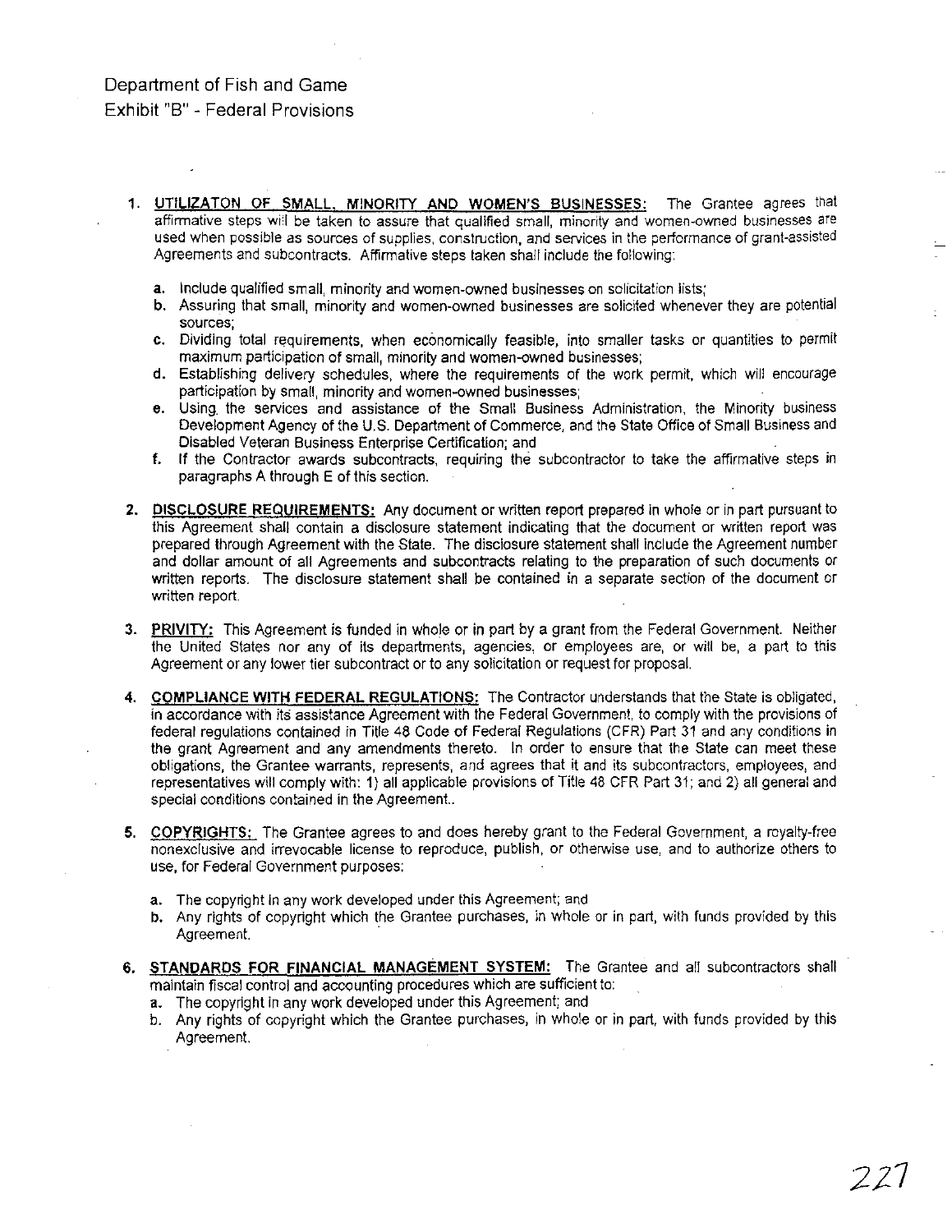Department of Fish and Game
Exhibit "B" - Federal Provisions

1. **UTILIZATON OF SMALL, MINORITY AND WOMEN'S BUSINESSES:** The Grantee agrees that affirmative steps will be taken to assure that qualified small, minority and women-owned businesses are used when possible as sources of supplies, construction, and services in the performance of grant-assisted Agreements and subcontracts. Affirmative steps taken shall include the following:

   a. Include qualified small, minority and women-owned businesses on solicitation lists;
   b. Assuring that small, minority and women-owned businesses are solicited whenever they are potential sources;
   c. Dividing total requirements, when economically feasible, into smaller tasks or quantities to permit maximum participation of small, minority and women-owned businesses;
   d. Establishing delivery schedules, where the requirements of the work permit, which will encourage participation by small, minority and women-owned businesses;
   e. Using the services and assistance of the Small Business Administration, the Minority business Development Agency of the U.S. Department of Commerce, and the State Office of Small Business and Disabled Veteran Business Enterprise Certification; and
   f. If the Contractor awards subcontracts, requiring the subcontractor to take the affirmative steps in paragraphs A through E of this section.

2. **DISCLOSURE REQUIREMENTS:** Any document or written report prepared in whole or in part pursuant to this Agreement shall contain a disclosure statement indicating that the document or written report was prepared through Agreement with the State. The disclosure statement shall include the Agreement number and dollar amount of all Agreements and subcontracts relating to the preparation of such documents or written reports. The disclosure statement shall be contained in a separate section of the document or written report.

3. **PRIVITY:** This Agreement is funded in whole or in part by a grant from the Federal Government. Neither the United States nor any of its departments, agencies, or employees are, or will be, a part to this Agreement or any lower tier subcontract or to any solicitation or request for proposal.

4. **COMPLIANCE WITH FEDERAL REGULATIONS:** The Contractor understands that the State is obligated, in accordance with its assistance Agreement with the Federal Government, to comply with the provisions of federal regulations contained in Title 48 Code of Federal Regulations (CFR) Part 31 and any conditions in the grant Agreement and any amendments thereto. In order to ensure that the State can meet these obligations, the Grantee warrants, represents, and agrees that it and its subcontractors, employees, and representatives will comply with: 1) all applicable provisions of Title 48 CFR Part 31; and 2) all general and special conditions contained in the Agreement..

5. **COPYRIGHTS:** The Grantee agrees to and does hereby grant to the Federal Government, a royalty-free nonexclusive and irrevocable license to reproduce, publish, or otherwise use, and to authorize others to use, for Federal Government purposes:

   a. The copyright in any work developed under this Agreement; and
   b. Any rights of copyright which the Grantee purchases, in whole or in part, with funds provided by this Agreement.

6. **STANDARDS FOR FINANCIAL MANAGEMENT SYSTEM:** The Grantee and all subcontractors shall maintain fiscal control and accounting procedures which are sufficient to:
   a. The copyright in any work developed under this Agreement; and
   b. Any rights of copyright which the Grantee purchases, in whole or in part, with funds provided by this Agreement.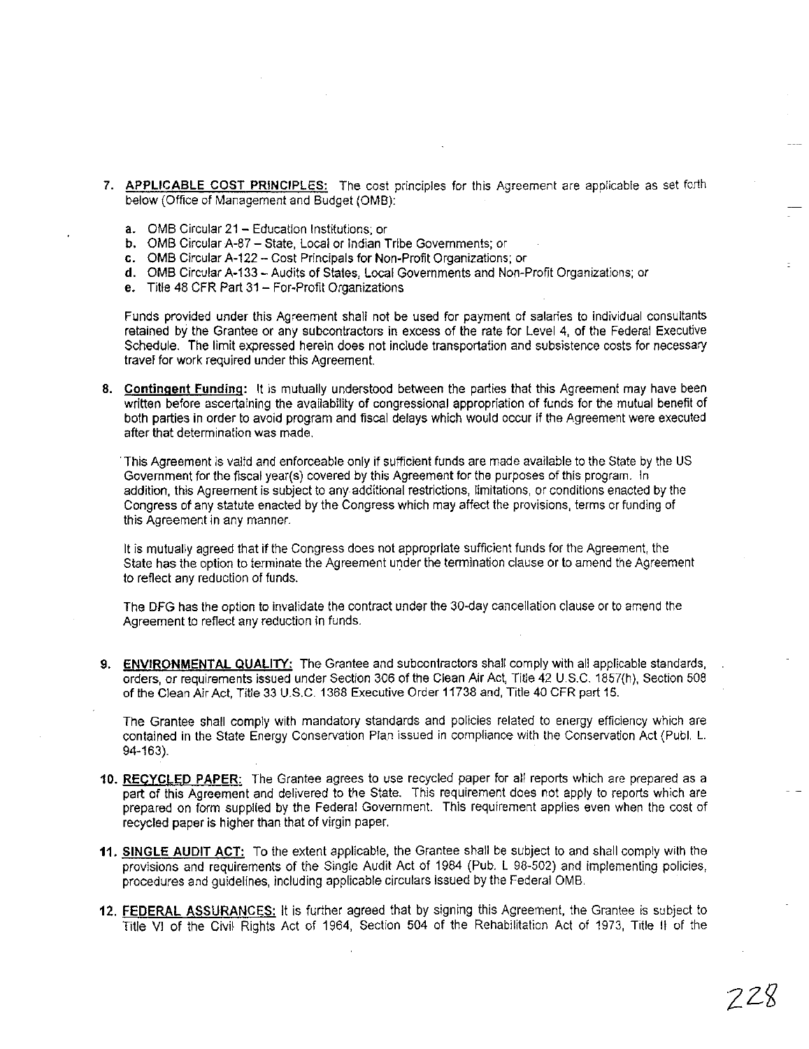7. **APPLICABLE COST PRINCIPLES:** The cost principles for this Agreement are applicable as set forth below (Office of Management and Budget (OMB):

   a. OMB Circular 21 – Education Institutions; or
   b. OMB Circular A-87 – State, Local or Indian Tribe Governments; or
   c. OMB Circular A-122 – Cost Principals for Non-Profit Organizations; or
   d. OMB Circular A-133 – Audits of States, Local Governments and Non-Profit Organizations; or
   e. Title 48 CFR Part 31 – For-Profit Organizations

   Funds provided under this Agreement shall not be used for payment of salaries to individual consultants retained by the Grantee or any subcontractors in excess of the rate for Level 4, of the Federal Executive Schedule. The limit expressed herein does not include transportation and subsistence costs for necessary travel for work required under this Agreement.

8. **Contingent Funding:** It is mutually understood between the parties that this Agreement may have been written before ascertaining the availability of congressional appropriation of funds for the mutual benefit of both parties in order to avoid program and fiscal delays which would occur if the Agreement were executed after that determination was made.

   This Agreement is valid and enforceable only if sufficient funds are made available to the State by the US Government for the fiscal year(s) covered by this Agreement for the purposes of this program. In addition, this Agreement is subject to any additional restrictions, limitations, or conditions enacted by the Congress of any statute enacted by the Congress which may affect the provisions, terms or funding of this Agreement in any manner.

   It is mutually agreed that if the Congress does not appropriate sufficient funds for the Agreement, the State has the option to terminate the Agreement under the termination clause or to amend the Agreement to reflect any reduction of funds.

   The DFG has the option to invalidate the contract under the 30-day cancellation clause or to amend the Agreement to reflect any reduction in funds.

9. **ENVIRONMENTAL QUALITY:** The Grantee and subcontractors shall comply with all applicable standards, orders, or requirements issued under Section 306 of the Clean Air Act, Title 42 U.S.C. 1857(h), Section 508 of the Clean Air Act, Title 33 U.S.C. 1368 Executive Order 11738 and, Title 40 CFR part 15.

   The Grantee shall comply with mandatory standards and policies related to energy efficiency which are contained in the State Energy Conservation Plan issued in compliance with the Conservation Act (Publ. L. 94-163).

10. **RECYCLED PAPER:** The Grantee agrees to use recycled paper for all reports which are prepared as a part of this Agreement and delivered to the State. This requirement does not apply to reports which are prepared on form supplied by the Federal Government. This requirement applies even when the cost of recycled paper is higher than that of virgin paper.

11. **SINGLE AUDIT ACT:** To the extent applicable, the Grantee shall be subject to and shall comply with the provisions and requirements of the Single Audit Act of 1984 (Pub. L 98-502) and implementing policies, procedures and guidelines, including applicable circulars issued by the Federal OMB.

12. **FEDERAL ASSURANCES:** It is further agreed that by signing this Agreement, the Grantee is subject to Title VI of the Civil Rights Act of 1964, Section 504 of the Rehabilitation Act of 1973, Title II of the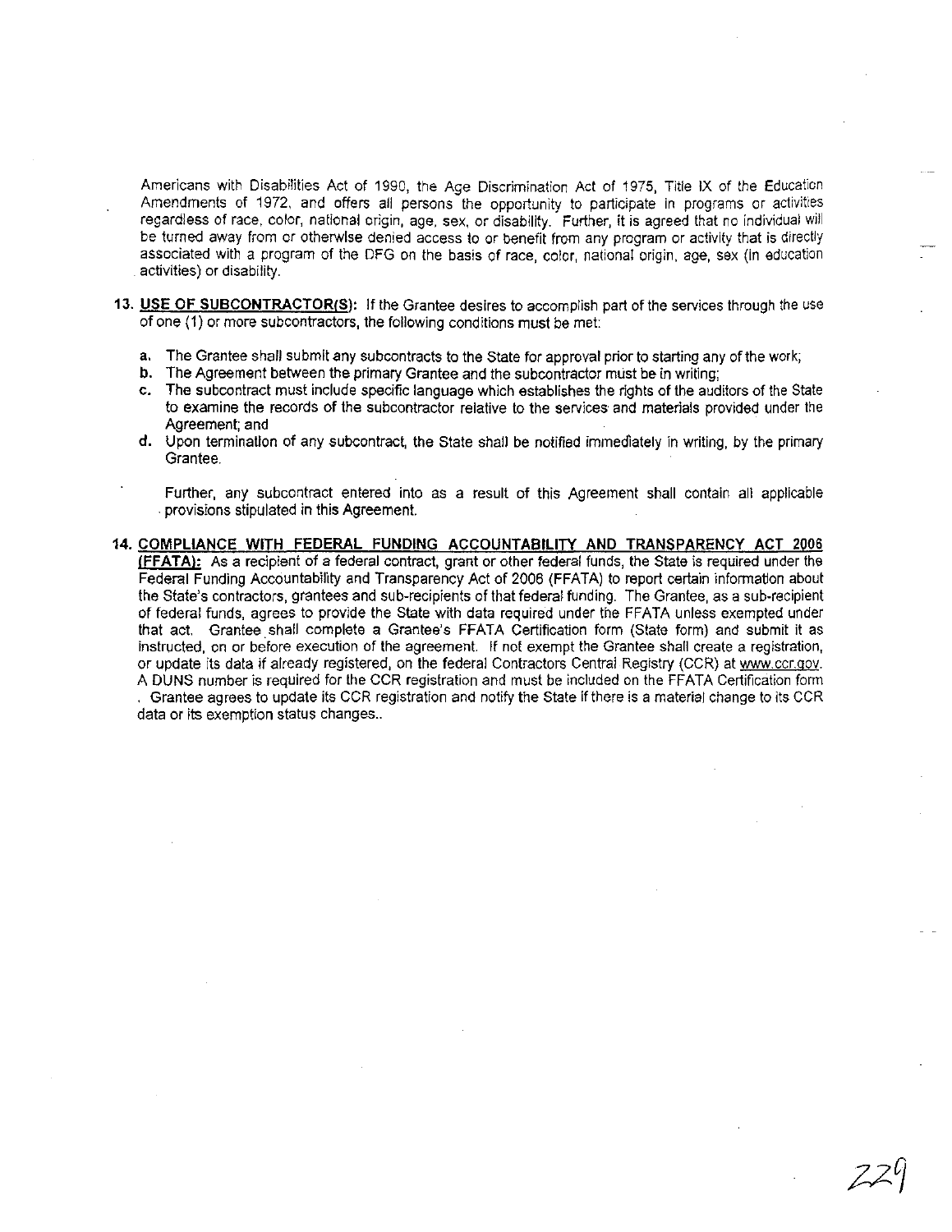Americans with Disabilities Act of 1990, the Age Discrimination Act of 1975, Title IX of the Education Amendments of 1972, and offers all persons the opportunity to participate in programs or activities regardless of race, color, national origin, age, sex, or disability. Further, it is agreed that no individual will be turned away from or otherwise denied access to or benefit from any program or activity that is directly associated with a program of the DFG on the basis of race, color, national origin, age, sex (in education activities) or disability.

13. **USE OF SUBCONTRACTOR(S):** If the Grantee desires to accomplish part of the services through the use of one (1) or more subcontractors, the following conditions must be met:

    a. The Grantee shall submit any subcontracts to the State for approval prior to starting any of the work;
    b. The Agreement between the primary Grantee and the subcontractor must be in writing;
    c. The subcontract must include specific language which establishes the rights of the auditors of the State to examine the records of the subcontractor relative to the services and materials provided under the Agreement; and
    d. Upon termination of any subcontract, the State shall be notified immediately in writing, by the primary Grantee.

    Further, any subcontract entered into as a result of this Agreement shall contain all applicable provisions stipulated in this Agreement.

14. **COMPLIANCE WITH FEDERAL FUNDING ACCOUNTABILITY AND TRANSPARENCY ACT 2006 (FFATA):** As a recipient of a federal contract, grant or other federal funds, the State is required under the Federal Funding Accountability and Transparency Act of 2006 (FFATA) to report certain information about the State's contractors, grantees and sub-recipients of that federal funding. The Grantee, as a sub-recipient of federal funds, agrees to provide the State with data required under the FFATA unless exempted under that act. Grantee shall complete a Grantee's FFATA Certification form (State form) and submit it as instructed, on or before execution of the agreement. If not exempt the Grantee shall create a registration, or update its data if already registered, on the federal Contractors Central Registry (CCR) at www.ccr.gov. A DUNS number is required for the CCR registration and must be included on the FFATA Certification form . Grantee agrees to update its CCR registration and notify the State if there is a material change to its CCR data or its exemption status changes..